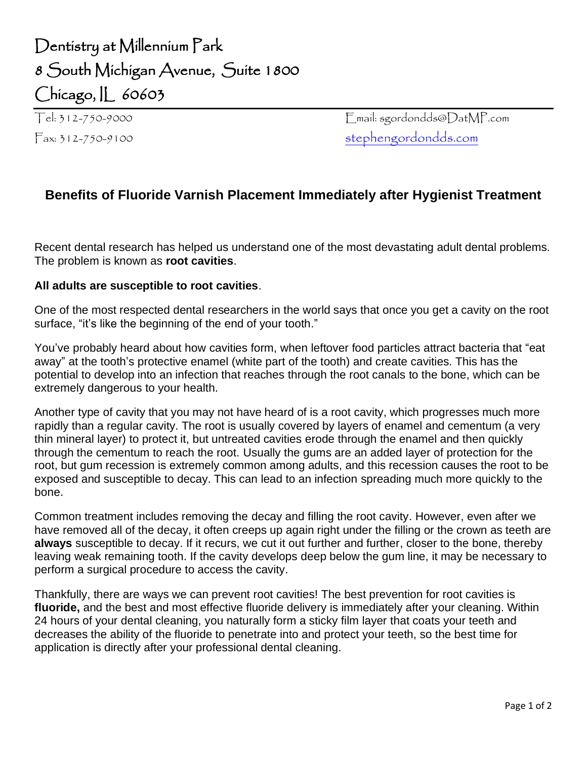Dentistry at Millennium Park
8 South Michigan Avenue, Suite 1800
Chicago, IL 60603

Tel: 312-750-9000
Fax: 312-750-9100

Email: sgordondds@DatMP.com
stephengordondds.com

## Benefits of Fluoride Varnish Placement Immediately after Hygienist Treatment

Recent dental research has helped us understand one of the most devastating adult dental problems. The problem is known as **root cavities**.

**All adults are susceptible to root cavities**.

One of the most respected dental researchers in the world says that once you get a cavity on the root surface, "it's like the beginning of the end of your tooth."

You've probably heard about how cavities form, when leftover food particles attract bacteria that "eat away" at the tooth's protective enamel (white part of the tooth) and create cavities. This has the potential to develop into an infection that reaches through the root canals to the bone, which can be extremely dangerous to your health.

Another type of cavity that you may not have heard of is a root cavity, which progresses much more rapidly than a regular cavity. The root is usually covered by layers of enamel and cementum (a very thin mineral layer) to protect it, but untreated cavities erode through the enamel and then quickly through the cementum to reach the root. Usually the gums are an added layer of protection for the root, but gum recession is extremely common among adults, and this recession causes the root to be exposed and susceptible to decay. This can lead to an infection spreading much more quickly to the bone.

Common treatment includes removing the decay and filling the root cavity. However, even after we have removed all of the decay, it often creeps up again right under the filling or the crown as teeth are **always** susceptible to decay. If it recurs, we cut it out further and further, closer to the bone, thereby leaving weak remaining tooth. If the cavity develops deep below the gum line, it may be necessary to perform a surgical procedure to access the cavity.

Thankfully, there are ways we can prevent root cavities! The best prevention for root cavities is **fluoride,** and the best and most effective fluoride delivery is immediately after your cleaning. Within 24 hours of your dental cleaning, you naturally form a sticky film layer that coats your teeth and decreases the ability of the fluoride to penetrate into and protect your teeth, so the best time for application is directly after your professional dental cleaning.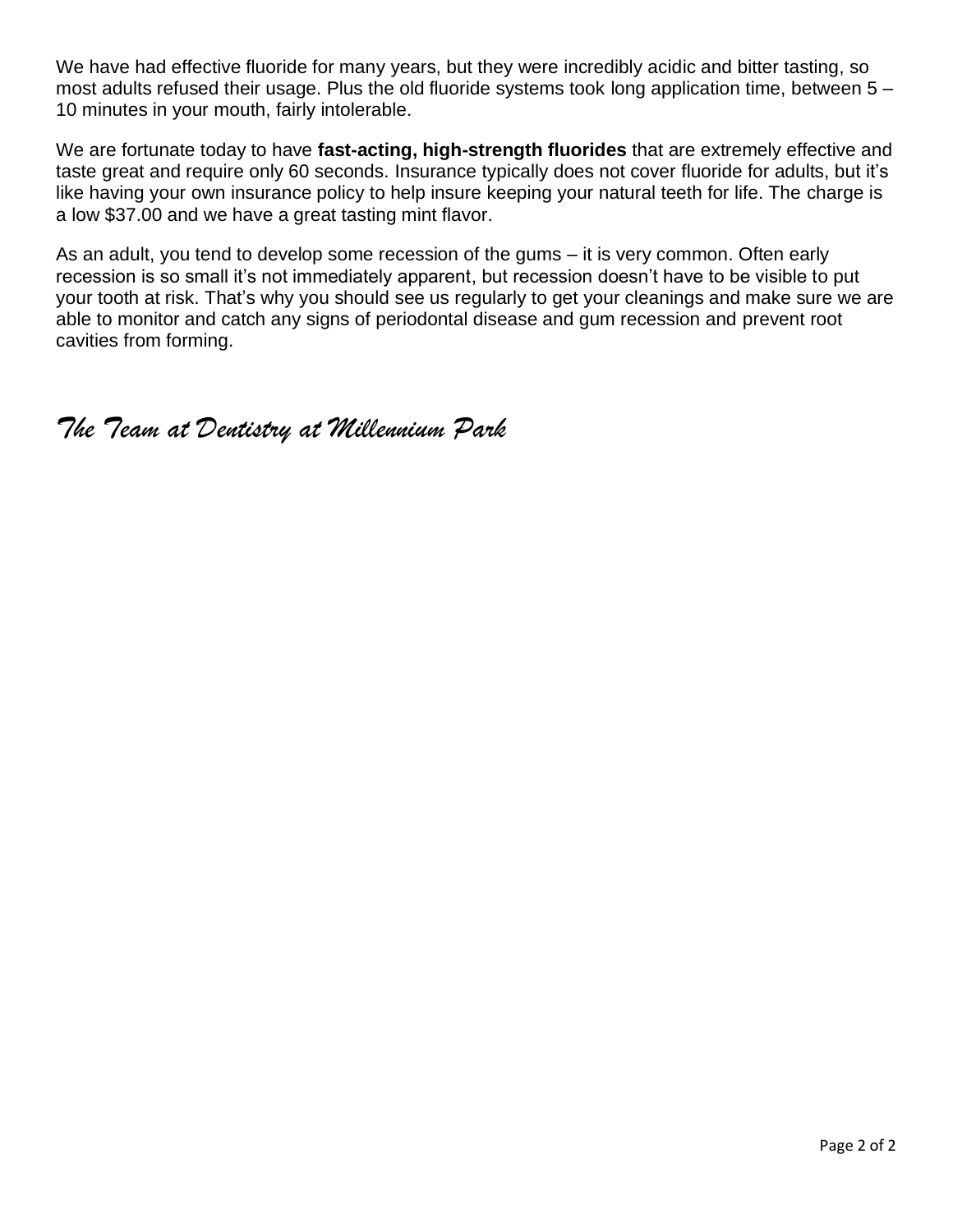We have had effective fluoride for many years, but they were incredibly acidic and bitter tasting, so most adults refused their usage. Plus the old fluoride systems took long application time, between 5 – 10 minutes in your mouth, fairly intolerable.

We are fortunate today to have **fast-acting, high-strength fluorides** that are extremely effective and taste great and require only 60 seconds. Insurance typically does not cover fluoride for adults, but it's like having your own insurance policy to help insure keeping your natural teeth for life. The charge is a low $37.00 and we have a great tasting mint flavor.

As an adult, you tend to develop some recession of the gums – it is very common. Often early recession is so small it's not immediately apparent, but recession doesn't have to be visible to put your tooth at risk. That's why you should see us regularly to get your cleanings and make sure we are able to monitor and catch any signs of periodontal disease and gum recession and prevent root cavities from forming.

*The Team at Dentistry at Millennium Park*